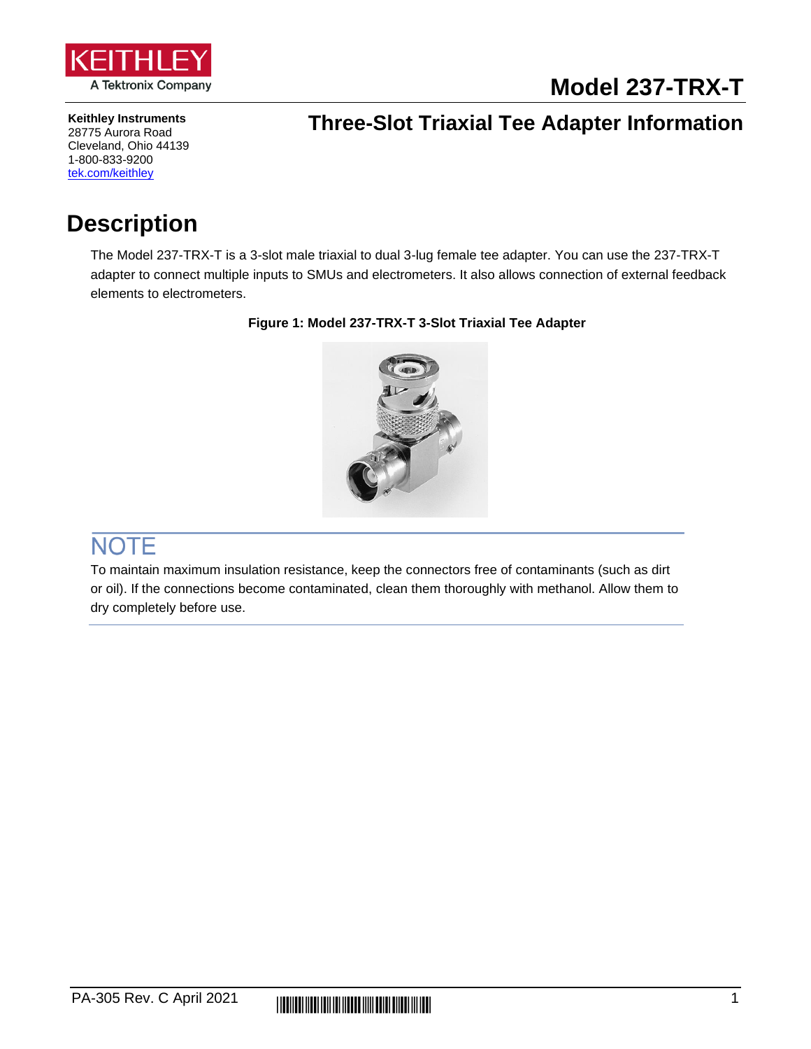KEITHLEY
A Tektronix Company

# Model 237-TRX-T

**Keithley Instruments**
28775 Aurora Road
Cleveland, Ohio 44139
1-800-833-9200
tek.com/keithley

## Three-Slot Triaxial Tee Adapter Information

# Description

The Model 237-TRX-T is a 3-slot male triaxial to dual 3-lug female tee adapter. You can use the 237-TRX-T adapter to connect multiple inputs to SMUs and electrometers. It also allows connection of external feedback elements to electrometers.

**Figure 1: Model 237-TRX-T 3-Slot Triaxial Tee Adapter**

## NOTE

To maintain maximum insulation resistance, keep the connectors free of contaminants (such as dirt or oil). If the connections become contaminated, clean them thoroughly with methanol. Allow them to dry completely before use.

PA-305 Rev. C April 2021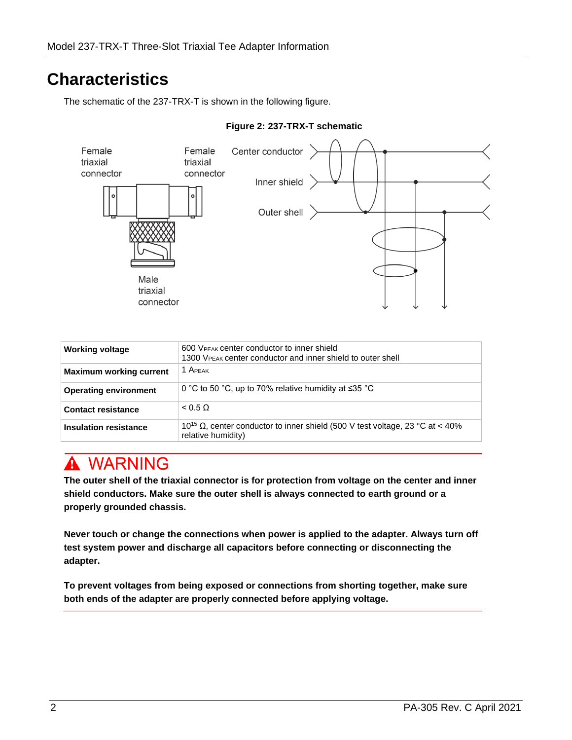# Characteristics

The schematic of the 237-TRX-T is shown in the following figure.

**Figure 2: 237-TRX-T schematic**

| | |
|---|---|
| **Working voltage** | 600 $V_{PEAK}$ center conductor to inner shield<br>1300 $V_{PEAK}$ center conductor and inner shield to outer shell |
| **Maximum working current** | 1 $A_{PEAK}$ |
| **Operating environment** | 0 °C to 50 °C, up to 70% relative humidity at ≤35 °C |
| **Contact resistance** | < 0.5 Ω |
| **Insulation resistance** | $10^{15}$ Ω, center conductor to inner shield (500 V test voltage, 23 °C at < 40% relative humidity) |

## ⚠ WARNING

**The outer shell of the triaxial connector is for protection from voltage on the center and inner shield conductors. Make sure the outer shell is always connected to earth ground or a properly grounded chassis.**

**Never touch or change the connections when power is applied to the adapter. Always turn off test system power and discharge all capacitors before connecting or disconnecting the adapter.**

**To prevent voltages from being exposed or connections from shorting together, make sure both ends of the adapter are properly connected before applying voltage.**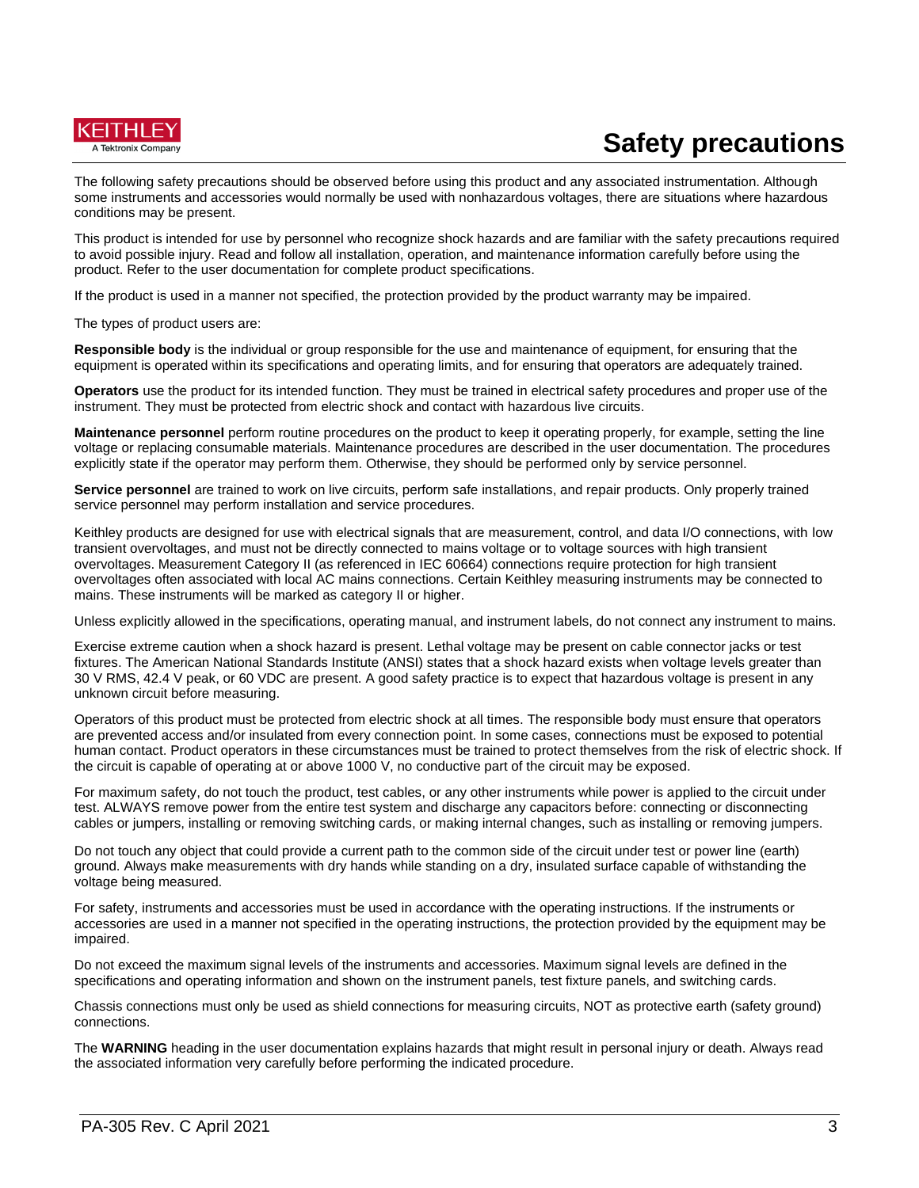# Safety precautions

The following safety precautions should be observed before using this product and any associated instrumentation. Although some instruments and accessories would normally be used with nonhazardous voltages, there are situations where hazardous conditions may be present.

This product is intended for use by personnel who recognize shock hazards and are familiar with the safety precautions required to avoid possible injury. Read and follow all installation, operation, and maintenance information carefully before using the product. Refer to the user documentation for complete product specifications.

If the product is used in a manner not specified, the protection provided by the product warranty may be impaired.

The types of product users are:

**Responsible body** is the individual or group responsible for the use and maintenance of equipment, for ensuring that the equipment is operated within its specifications and operating limits, and for ensuring that operators are adequately trained.

**Operators** use the product for its intended function. They must be trained in electrical safety procedures and proper use of the instrument. They must be protected from electric shock and contact with hazardous live circuits.

**Maintenance personnel** perform routine procedures on the product to keep it operating properly, for example, setting the line voltage or replacing consumable materials. Maintenance procedures are described in the user documentation. The procedures explicitly state if the operator may perform them. Otherwise, they should be performed only by service personnel.

**Service personnel** are trained to work on live circuits, perform safe installations, and repair products. Only properly trained service personnel may perform installation and service procedures.

Keithley products are designed for use with electrical signals that are measurement, control, and data I/O connections, with low transient overvoltages, and must not be directly connected to mains voltage or to voltage sources with high transient overvoltages. Measurement Category II (as referenced in IEC 60664) connections require protection for high transient overvoltages often associated with local AC mains connections. Certain Keithley measuring instruments may be connected to mains. These instruments will be marked as category II or higher.

Unless explicitly allowed in the specifications, operating manual, and instrument labels, do not connect any instrument to mains.

Exercise extreme caution when a shock hazard is present. Lethal voltage may be present on cable connector jacks or test fixtures. The American National Standards Institute (ANSI) states that a shock hazard exists when voltage levels greater than 30 V RMS, 42.4 V peak, or 60 VDC are present. A good safety practice is to expect that hazardous voltage is present in any unknown circuit before measuring.

Operators of this product must be protected from electric shock at all times. The responsible body must ensure that operators are prevented access and/or insulated from every connection point. In some cases, connections must be exposed to potential human contact. Product operators in these circumstances must be trained to protect themselves from the risk of electric shock. If the circuit is capable of operating at or above 1000 V, no conductive part of the circuit may be exposed.

For maximum safety, do not touch the product, test cables, or any other instruments while power is applied to the circuit under test. ALWAYS remove power from the entire test system and discharge any capacitors before: connecting or disconnecting cables or jumpers, installing or removing switching cards, or making internal changes, such as installing or removing jumpers.

Do not touch any object that could provide a current path to the common side of the circuit under test or power line (earth) ground. Always make measurements with dry hands while standing on a dry, insulated surface capable of withstanding the voltage being measured.

For safety, instruments and accessories must be used in accordance with the operating instructions. If the instruments or accessories are used in a manner not specified in the operating instructions, the protection provided by the equipment may be impaired.

Do not exceed the maximum signal levels of the instruments and accessories. Maximum signal levels are defined in the specifications and operating information and shown on the instrument panels, test fixture panels, and switching cards.

Chassis connections must only be used as shield connections for measuring circuits, NOT as protective earth (safety ground) connections.

The **WARNING** heading in the user documentation explains hazards that might result in personal injury or death. Always read the associated information very carefully before performing the indicated procedure.

PA-305 Rev. C April 2021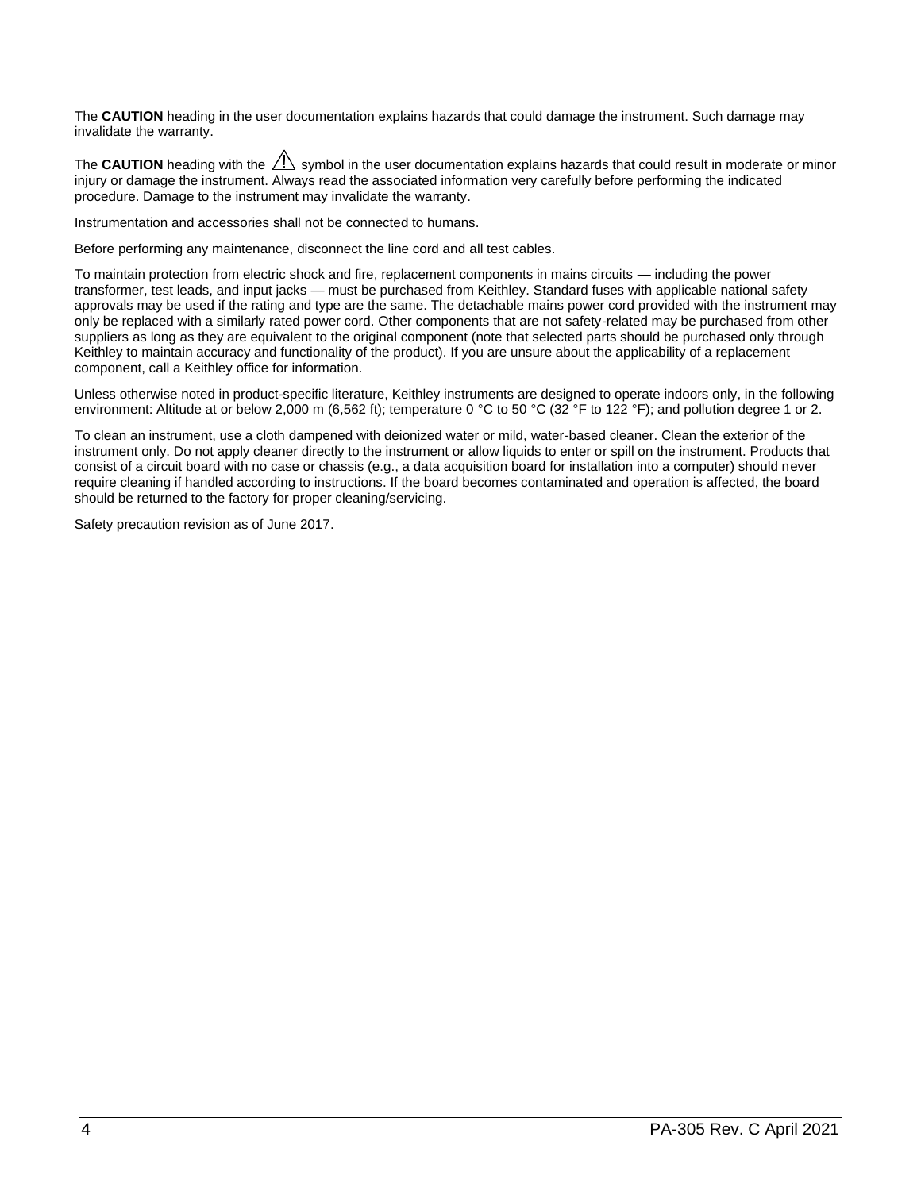The **CAUTION** heading in the user documentation explains hazards that could damage the instrument. Such damage may invalidate the warranty.

The **CAUTION** heading with the ⚠ symbol in the user documentation explains hazards that could result in moderate or minor injury or damage the instrument. Always read the associated information very carefully before performing the indicated procedure. Damage to the instrument may invalidate the warranty.

Instrumentation and accessories shall not be connected to humans.

Before performing any maintenance, disconnect the line cord and all test cables.

To maintain protection from electric shock and fire, replacement components in mains circuits — including the power transformer, test leads, and input jacks — must be purchased from Keithley. Standard fuses with applicable national safety approvals may be used if the rating and type are the same. The detachable mains power cord provided with the instrument may only be replaced with a similarly rated power cord. Other components that are not safety-related may be purchased from other suppliers as long as they are equivalent to the original component (note that selected parts should be purchased only through Keithley to maintain accuracy and functionality of the product). If you are unsure about the applicability of a replacement component, call a Keithley office for information.

Unless otherwise noted in product-specific literature, Keithley instruments are designed to operate indoors only, in the following environment: Altitude at or below 2,000 m (6,562 ft); temperature 0 °C to 50 °C (32 °F to 122 °F); and pollution degree 1 or 2.

To clean an instrument, use a cloth dampened with deionized water or mild, water-based cleaner. Clean the exterior of the instrument only. Do not apply cleaner directly to the instrument or allow liquids to enter or spill on the instrument. Products that consist of a circuit board with no case or chassis (e.g., a data acquisition board for installation into a computer) should never require cleaning if handled according to instructions. If the board becomes contaminated and operation is affected, the board should be returned to the factory for proper cleaning/servicing.

Safety precaution revision as of June 2017.